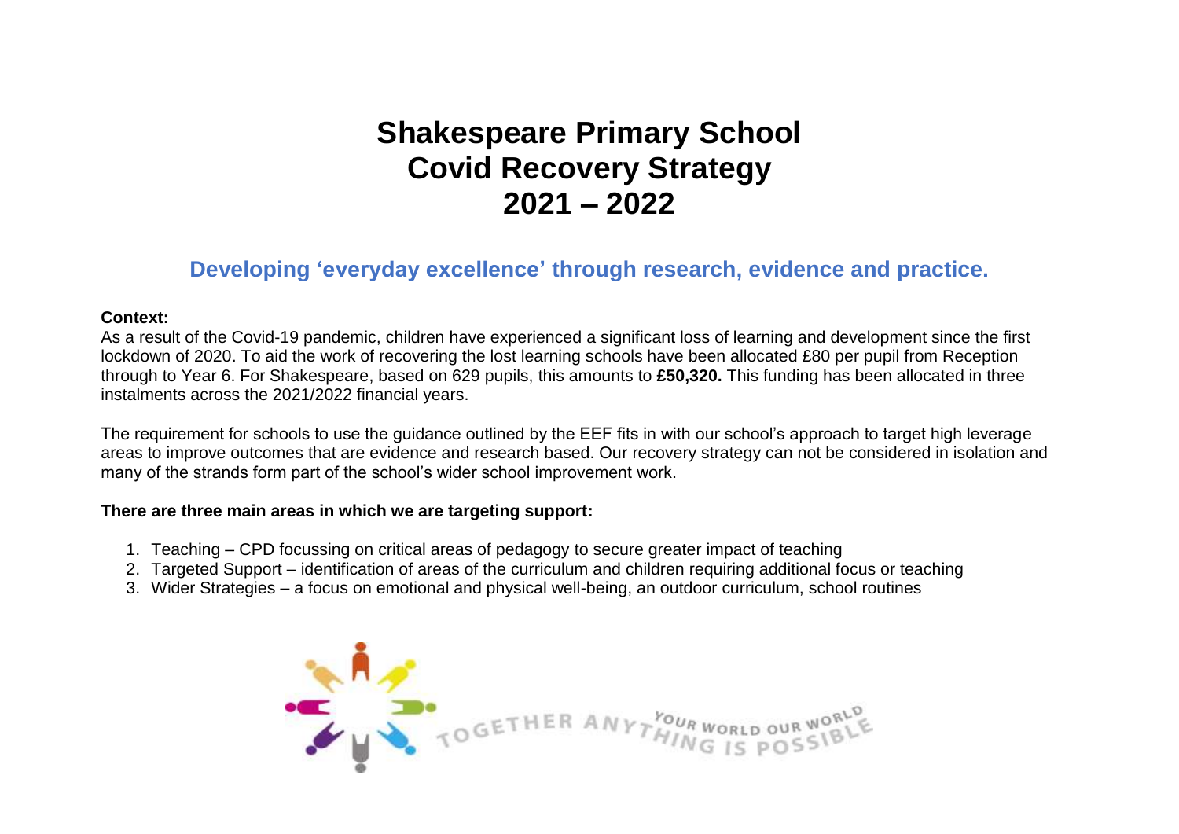# Shakespeare Primary School
# Covid Recovery Strategy
# 2021 – 2022

## Developing 'everyday excellence' through research, evidence and practice.

**Context:**

As a result of the Covid-19 pandemic, children have experienced a significant loss of learning and development since the first lockdown of 2020. To aid the work of recovering the lost learning schools have been allocated £80 per pupil from Reception through to Year 6. For Shakespeare, based on 629 pupils, this amounts to **£50,320.** This funding has been allocated in three instalments across the 2021/2022 financial years.

The requirement for schools to use the guidance outlined by the EEF fits in with our school's approach to target high leverage areas to improve outcomes that are evidence and research based. Our recovery strategy can not be considered in isolation and many of the strands form part of the school's wider school improvement work.

**There are three main areas in which we are targeting support:**

1. Teaching – CPD focussing on critical areas of pedagogy to secure greater impact of teaching
2. Targeted Support – identification of areas of the curriculum and children requiring additional focus or teaching
3. Wider Strategies – a focus on emotional and physical well-being, an outdoor curriculum, school routines

TOGETHER ANYTHING IS POSSIBLE YOUR WORLD OUR WORLD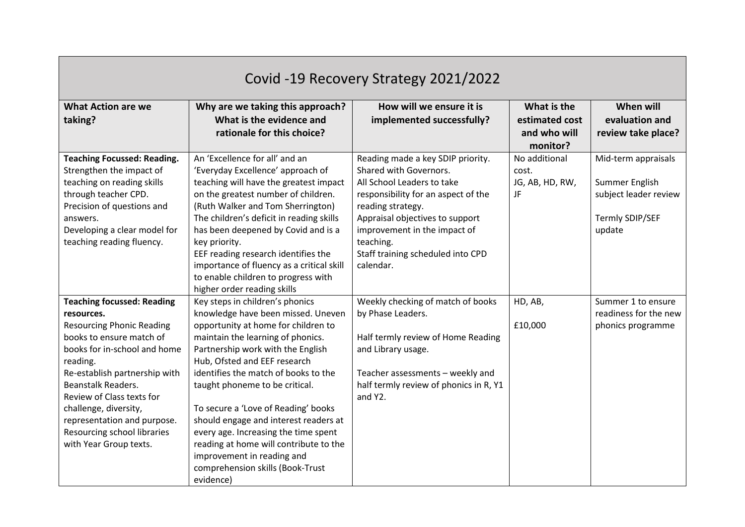| Covid -19 Recovery Strategy 2021/2022 | | | | |
|---|---|---|---|---|
| **What Action are we taking?** | **Why are we taking this approach? What is the evidence and rationale for this choice?** | **How will we ensure it is implemented successfully?** | **What is the estimated cost and who will monitor?** | **When will evaluation and review take place?** |
| **Teaching Focussed: Reading.** Strengthen the impact of teaching on reading skills through teacher CPD. Precision of questions and answers. Developing a clear model for teaching reading fluency. | An 'Excellence for all' and an 'Everyday Excellence' approach of teaching will have the greatest impact on the greatest number of children. (Ruth Walker and Tom Sherrington) The children's deficit in reading skills has been deepened by Covid and is a key priority. EEF reading research identifies the importance of fluency as a critical skill to enable children to progress with higher order reading skills | Reading made a key SDIP priority. Shared with Governors. All School Leaders to take responsibility for an aspect of the reading strategy. Appraisal objectives to support improvement in the impact of teaching. Staff training scheduled into CPD calendar. | No additional cost. JG, AB, HD, RW, JF | Mid-term appraisals<br><br>Summer English subject leader review<br><br>Termly SDIP/SEF update |
| **Teaching focussed: Reading resources.** Resourcing Phonic Reading books to ensure match of books for in-school and home reading. Re-establish partnership with Beanstalk Readers. Review of Class texts for challenge, diversity, representation and purpose. Resourcing school libraries with Year Group texts. | Key steps in children's phonics knowledge have been missed. Uneven opportunity at home for children to maintain the learning of phonics. Partnership work with the English Hub, Ofsted and EEF research identifies the match of books to the taught phoneme to be critical.<br><br>To secure a 'Love of Reading' books should engage and interest readers at every age. Increasing the time spent reading at home will contribute to the improvement in reading and comprehension skills (Book-Trust evidence) | Weekly checking of match of books by Phase Leaders.<br><br>Half termly review of Home Reading and Library usage.<br><br>Teacher assessments – weekly and half termly review of phonics in R, Y1 and Y2. | HD, AB,<br><br>£10,000 | Summer 1 to ensure readiness for the new phonics programme |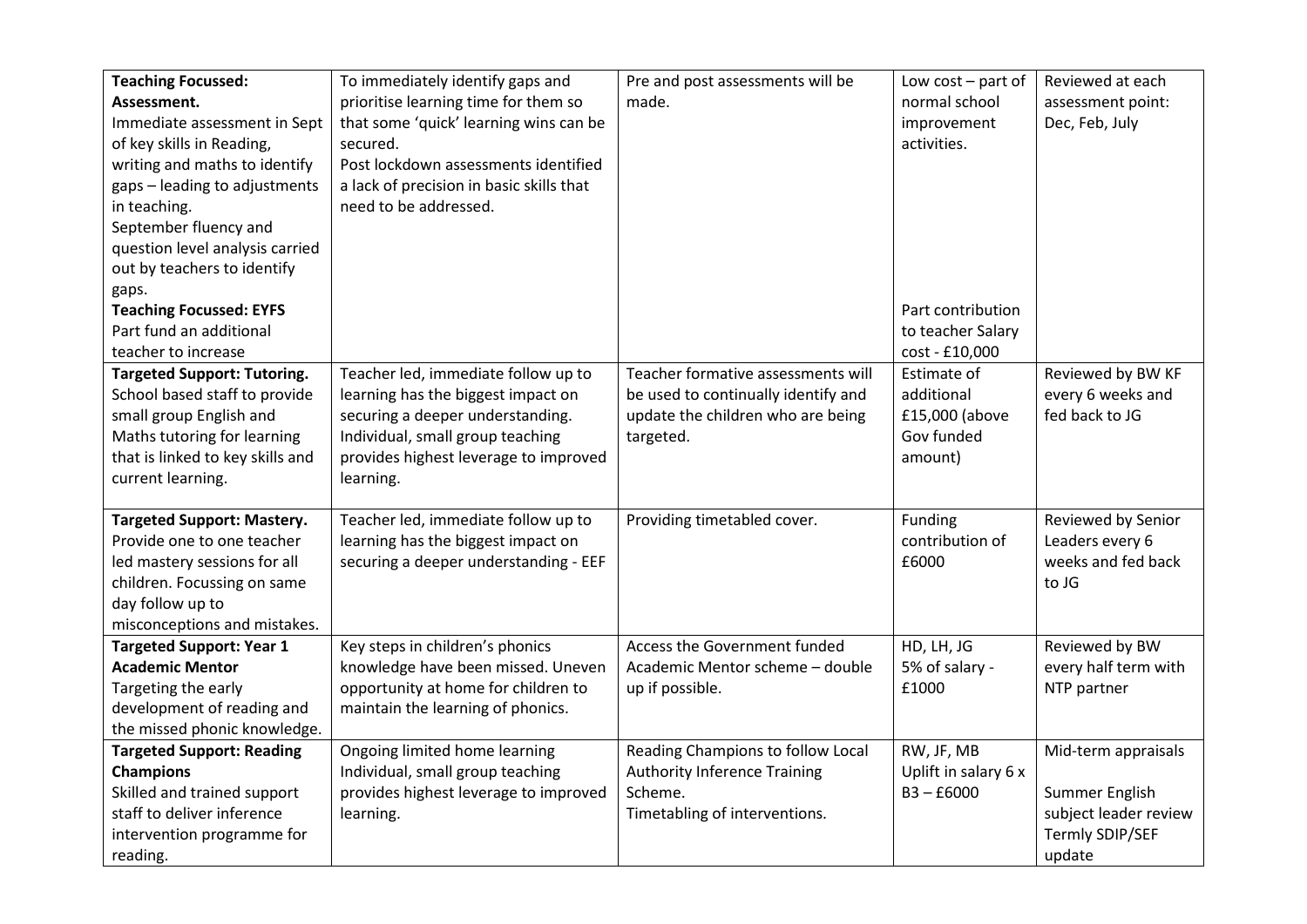| | | | | |
|---|---|---|---|---|
| **Teaching Focussed: Assessment.**<br>Immediate assessment in Sept of key skills in Reading, writing and maths to identify gaps – leading to adjustments in teaching.<br>September fluency and question level analysis carried out by teachers to identify gaps.<br>**Teaching Focussed: EYFS**<br>Part fund an additional teacher to increase | To immediately identify gaps and prioritise learning time for them so that some 'quick' learning wins can be secured.<br>Post lockdown assessments identified a lack of precision in basic skills that need to be addressed. | Pre and post assessments will be made. | Low cost – part of normal school improvement activities.<br><br>Part contribution to teacher Salary cost - £10,000 | Reviewed at each assessment point: Dec, Feb, July |
| **Targeted Support: Tutoring.**<br>School based staff to provide small group English and Maths tutoring for learning that is linked to key skills and current learning. | Teacher led, immediate follow up to learning has the biggest impact on securing a deeper understanding.<br>Individual, small group teaching provides highest leverage to improved learning. | Teacher formative assessments will be used to continually identify and update the children who are being targeted. | Estimate of additional £15,000 (above Gov funded amount) | Reviewed by BW KF every 6 weeks and fed back to JG |
| **Targeted Support: Mastery.**<br>Provide one to one teacher led mastery sessions for all children. Focussing on same day follow up to misconceptions and mistakes. | Teacher led, immediate follow up to learning has the biggest impact on securing a deeper understanding - EEF | Providing timetabled cover. | Funding contribution of £6000 | Reviewed by Senior Leaders every 6 weeks and fed back to JG |
| **Targeted Support: Year 1 Academic Mentor**<br>Targeting the early development of reading and the missed phonic knowledge. | Key steps in children's phonics knowledge have been missed. Uneven opportunity at home for children to maintain the learning of phonics. | Access the Government funded Academic Mentor scheme – double up if possible. | HD, LH, JG<br>5% of salary - £1000 | Reviewed by BW every half term with NTP partner |
| **Targeted Support: Reading Champions**<br>Skilled and trained support staff to deliver inference intervention programme for reading. | Ongoing limited home learning<br>Individual, small group teaching provides highest leverage to improved learning. | Reading Champions to follow Local Authority Inference Training Scheme.<br>Timetabling of interventions. | RW, JF, MB<br>Uplift in salary 6 x B3 – £6000 | Mid-term appraisals<br><br>Summer English subject leader review<br>Termly SDIP/SEF update |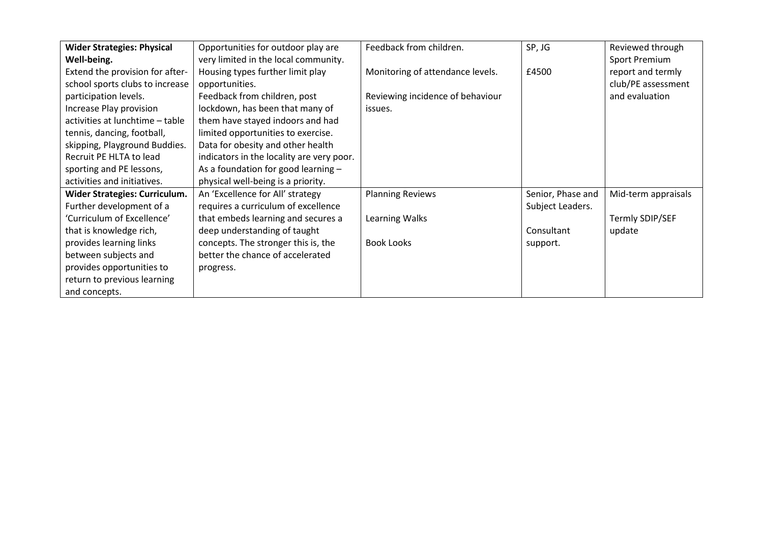| | | | | |
|---|---|---|---|---|
| **Wider Strategies: Physical Well-being.** Extend the provision for after-school sports clubs to increase participation levels. Increase Play provision activities at lunchtime – table tennis, dancing, football, skipping, Playground Buddies. Recruit PE HLTA to lead sporting and PE lessons, activities and initiatives. | Opportunities for outdoor play are very limited in the local community. Housing types further limit play opportunities. Feedback from children, post lockdown, has been that many of them have stayed indoors and had limited opportunities to exercise. Data for obesity and other health indicators in the locality are very poor. As a foundation for good learning – physical well-being is a priority. | Feedback from children.<br><br>Monitoring of attendance levels.<br><br>Reviewing incidence of behaviour issues. | SP, JG<br><br>£4500 | Reviewed through Sport Premium report and termly club/PE assessment and evaluation |
| **Wider Strategies: Curriculum.** Further development of a 'Curriculum of Excellence' that is knowledge rich, provides learning links between subjects and provides opportunities to return to previous learning and concepts. | An 'Excellence for All' strategy requires a curriculum of excellence that embeds learning and secures a deep understanding of taught concepts. The stronger this is, the better the chance of accelerated progress. | Planning Reviews<br><br>Learning Walks<br><br>Book Looks | Senior, Phase and Subject Leaders.<br><br>Consultant support. | Mid-term appraisals<br><br>Termly SDIP/SEF update |